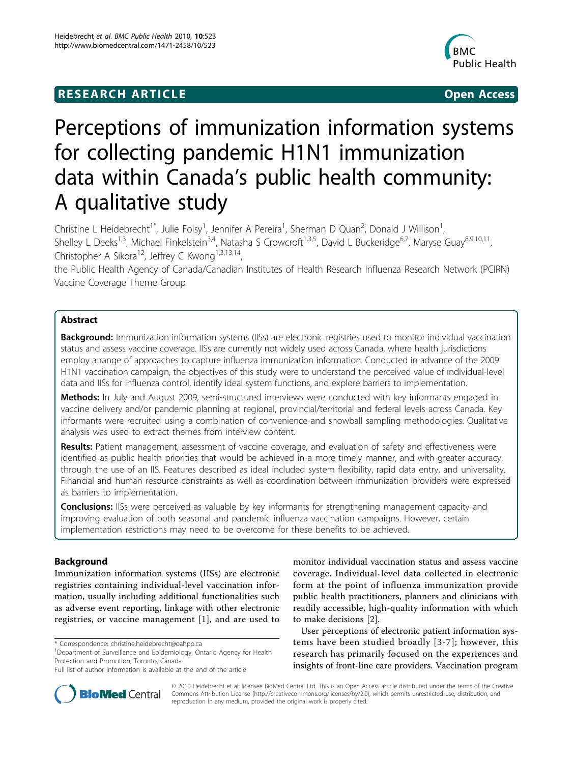**RESEARCH ARTICLE** **Open Access**

# Perceptions of immunization information systems for collecting pandemic H1N1 immunization data within Canada's public health community: A qualitative study

Christine L Heidebrecht[1*], Julie Foisy[1], Jennifer A Pereira[1], Sherman D Quan[2], Donald J Willison[1], Shelley L Deeks[1,3], Michael Finkelstein[3,4], Natasha S Crowcroft[1,3,5], David L Buckeridge[6,7], Maryse Guay[8,9,10,11], Christopher A Sikora[12], Jeffrey C Kwong[1,3,13,14], the Public Health Agency of Canada/Canadian Institutes of Health Research Influenza Research Network (PCIRN) Vaccine Coverage Theme Group

## Abstract

**Background:** Immunization information systems (IISs) are electronic registries used to monitor individual vaccination status and assess vaccine coverage. IISs are currently not widely used across Canada, where health jurisdictions employ a range of approaches to capture influenza immunization information. Conducted in advance of the 2009 H1N1 vaccination campaign, the objectives of this study were to understand the perceived value of individual-level data and IISs for influenza control, identify ideal system functions, and explore barriers to implementation.

**Methods:** In July and August 2009, semi-structured interviews were conducted with key informants engaged in vaccine delivery and/or pandemic planning at regional, provincial/territorial and federal levels across Canada. Key informants were recruited using a combination of convenience and snowball sampling methodologies. Qualitative analysis was used to extract themes from interview content.

**Results:** Patient management, assessment of vaccine coverage, and evaluation of safety and effectiveness were identified as public health priorities that would be achieved in a more timely manner, and with greater accuracy, through the use of an IIS. Features described as ideal included system flexibility, rapid data entry, and universality. Financial and human resource constraints as well as coordination between immunization providers were expressed as barriers to implementation.

**Conclusions:** IISs were perceived as valuable by key informants for strengthening management capacity and improving evaluation of both seasonal and pandemic influenza vaccination campaigns. However, certain implementation restrictions may need to be overcome for these benefits to be achieved.

## Background

Immunization information systems (IISs) are electronic registries containing individual-level vaccination information, usually including additional functionalities such as adverse event reporting, linkage with other electronic registries, or vaccine management [1], and are used to monitor individual vaccination status and assess vaccine coverage. Individual-level data collected in electronic form at the point of influenza immunization provide public health practitioners, planners and clinicians with readily accessible, high-quality information with which to make decisions [2].

User perceptions of electronic patient information systems have been studied broadly [3-7]; however, this research has primarily focused on the experiences and insights of front-line care providers. Vaccination program

\* Correspondence: christine.heidebrecht@oahpp.ca
[1]Department of Surveillance and Epidemiology, Ontario Agency for Health Protection and Promotion, Toronto, Canada
Full list of author information is available at the end of the article

© 2010 Heidebrecht et al; licensee BioMed Central Ltd. This is an Open Access article distributed under the terms of the Creative Commons Attribution License (http://creativecommons.org/licenses/by/2.0), which permits unrestricted use, distribution, and reproduction in any medium, provided the original work is properly cited.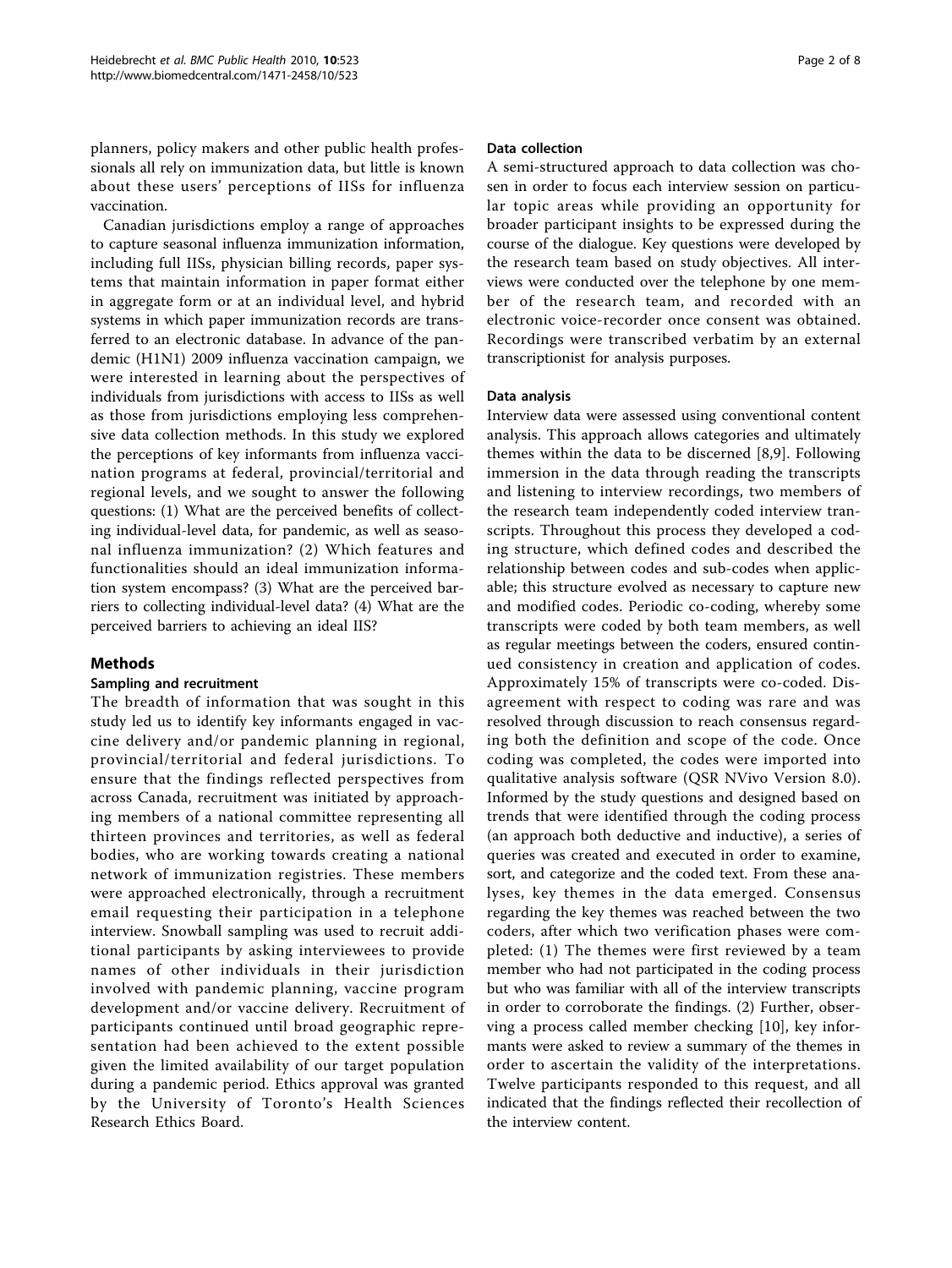planners, policy makers and other public health professionals all rely on immunization data, but little is known about these users' perceptions of IISs for influenza vaccination.

Canadian jurisdictions employ a range of approaches to capture seasonal influenza immunization information, including full IISs, physician billing records, paper systems that maintain information in paper format either in aggregate form or at an individual level, and hybrid systems in which paper immunization records are transferred to an electronic database. In advance of the pandemic (H1N1) 2009 influenza vaccination campaign, we were interested in learning about the perspectives of individuals from jurisdictions with access to IISs as well as those from jurisdictions employing less comprehensive data collection methods. In this study we explored the perceptions of key informants from influenza vaccination programs at federal, provincial/territorial and regional levels, and we sought to answer the following questions: (1) What are the perceived benefits of collecting individual-level data, for pandemic, as well as seasonal influenza immunization? (2) Which features and functionalities should an ideal immunization information system encompass? (3) What are the perceived barriers to collecting individual-level data? (4) What are the perceived barriers to achieving an ideal IIS?

## Methods

### Sampling and recruitment

The breadth of information that was sought in this study led us to identify key informants engaged in vaccine delivery and/or pandemic planning in regional, provincial/territorial and federal jurisdictions. To ensure that the findings reflected perspectives from across Canada, recruitment was initiated by approaching members of a national committee representing all thirteen provinces and territories, as well as federal bodies, who are working towards creating a national network of immunization registries. These members were approached electronically, through a recruitment email requesting their participation in a telephone interview. Snowball sampling was used to recruit additional participants by asking interviewees to provide names of other individuals in their jurisdiction involved with pandemic planning, vaccine program development and/or vaccine delivery. Recruitment of participants continued until broad geographic representation had been achieved to the extent possible given the limited availability of our target population during a pandemic period. Ethics approval was granted by the University of Toronto's Health Sciences Research Ethics Board.

### Data collection

A semi-structured approach to data collection was chosen in order to focus each interview session on particular topic areas while providing an opportunity for broader participant insights to be expressed during the course of the dialogue. Key questions were developed by the research team based on study objectives. All interviews were conducted over the telephone by one member of the research team, and recorded with an electronic voice-recorder once consent was obtained. Recordings were transcribed verbatim by an external transcriptionist for analysis purposes.

### Data analysis

Interview data were assessed using conventional content analysis. This approach allows categories and ultimately themes within the data to be discerned [8,9]. Following immersion in the data through reading the transcripts and listening to interview recordings, two members of the research team independently coded interview transcripts. Throughout this process they developed a coding structure, which defined codes and described the relationship between codes and sub-codes when applicable; this structure evolved as necessary to capture new and modified codes. Periodic co-coding, whereby some transcripts were coded by both team members, as well as regular meetings between the coders, ensured continued consistency in creation and application of codes. Approximately 15% of transcripts were co-coded. Disagreement with respect to coding was rare and was resolved through discussion to reach consensus regarding both the definition and scope of the code. Once coding was completed, the codes were imported into qualitative analysis software (QSR NVivo Version 8.0). Informed by the study questions and designed based on trends that were identified through the coding process (an approach both deductive and inductive), a series of queries was created and executed in order to examine, sort, and categorize and the coded text. From these analyses, key themes in the data emerged. Consensus regarding the key themes was reached between the two coders, after which two verification phases were completed: (1) The themes were first reviewed by a team member who had not participated in the coding process but who was familiar with all of the interview transcripts in order to corroborate the findings. (2) Further, observing a process called member checking [10], key informants were asked to review a summary of the themes in order to ascertain the validity of the interpretations. Twelve participants responded to this request, and all indicated that the findings reflected their recollection of the interview content.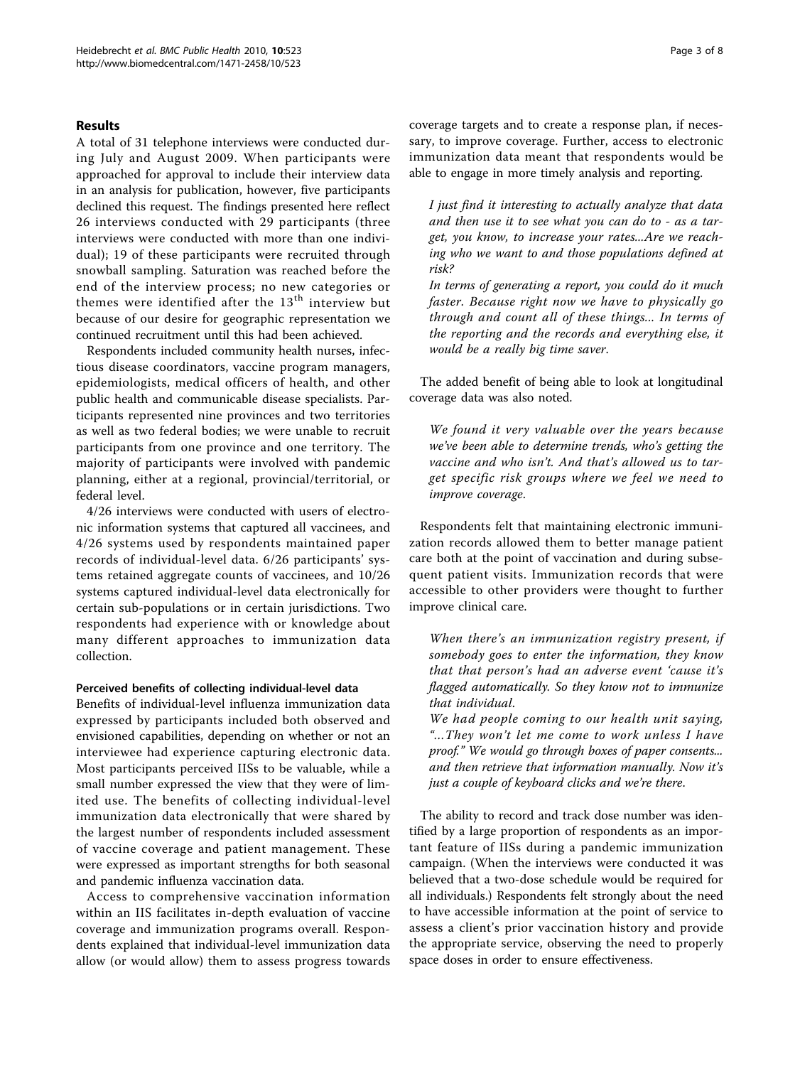## Results

A total of 31 telephone interviews were conducted during July and August 2009. When participants were approached for approval to include their interview data in an analysis for publication, however, five participants declined this request. The findings presented here reflect 26 interviews conducted with 29 participants (three interviews were conducted with more than one individual); 19 of these participants were recruited through snowball sampling. Saturation was reached before the end of the interview process; no new categories or themes were identified after the 13th interview but because of our desire for geographic representation we continued recruitment until this had been achieved.

Respondents included community health nurses, infectious disease coordinators, vaccine program managers, epidemiologists, medical officers of health, and other public health and communicable disease specialists. Participants represented nine provinces and two territories as well as two federal bodies; we were unable to recruit participants from one province and one territory. The majority of participants were involved with pandemic planning, either at a regional, provincial/territorial, or federal level.

4/26 interviews were conducted with users of electronic information systems that captured all vaccinees, and 4/26 systems used by respondents maintained paper records of individual-level data. 6/26 participants' systems retained aggregate counts of vaccinees, and 10/26 systems captured individual-level data electronically for certain sub-populations or in certain jurisdictions. Two respondents had experience with or knowledge about many different approaches to immunization data collection.

### Perceived benefits of collecting individual-level data

Benefits of individual-level influenza immunization data expressed by participants included both observed and envisioned capabilities, depending on whether or not an interviewee had experience capturing electronic data. Most participants perceived IISs to be valuable, while a small number expressed the view that they were of limited use. The benefits of collecting individual-level immunization data electronically that were shared by the largest number of respondents included assessment of vaccine coverage and patient management. These were expressed as important strengths for both seasonal and pandemic influenza vaccination data.

Access to comprehensive vaccination information within an IIS facilitates in-depth evaluation of vaccine coverage and immunization programs overall. Respondents explained that individual-level immunization data allow (or would allow) them to assess progress towards coverage targets and to create a response plan, if necessary, to improve coverage. Further, access to electronic immunization data meant that respondents would be able to engage in more timely analysis and reporting.

> *I just find it interesting to actually analyze that data and then use it to see what you can do to - as a target, you know, to increase your rates...Are we reaching who we want to and those populations defined at risk?*
>
> *In terms of generating a report, you could do it much faster. Because right now we have to physically go through and count all of these things... In terms of the reporting and the records and everything else, it would be a really big time saver.*

The added benefit of being able to look at longitudinal coverage data was also noted.

> *We found it very valuable over the years because we've been able to determine trends, who's getting the vaccine and who isn't. And that's allowed us to target specific risk groups where we feel we need to improve coverage.*

Respondents felt that maintaining electronic immunization records allowed them to better manage patient care both at the point of vaccination and during subsequent patient visits. Immunization records that were accessible to other providers were thought to further improve clinical care.

> *When there's an immunization registry present, if somebody goes to enter the information, they know that that person's had an adverse event 'cause it's flagged automatically. So they know not to immunize that individual.*
>
> *We had people coming to our health unit saying, "...They won't let me come to work unless I have proof." We would go through boxes of paper consents... and then retrieve that information manually. Now it's just a couple of keyboard clicks and we're there.*

The ability to record and track dose number was identified by a large proportion of respondents as an important feature of IISs during a pandemic immunization campaign. (When the interviews were conducted it was believed that a two-dose schedule would be required for all individuals.) Respondents felt strongly about the need to have accessible information at the point of service to assess a client's prior vaccination history and provide the appropriate service, observing the need to properly space doses in order to ensure effectiveness.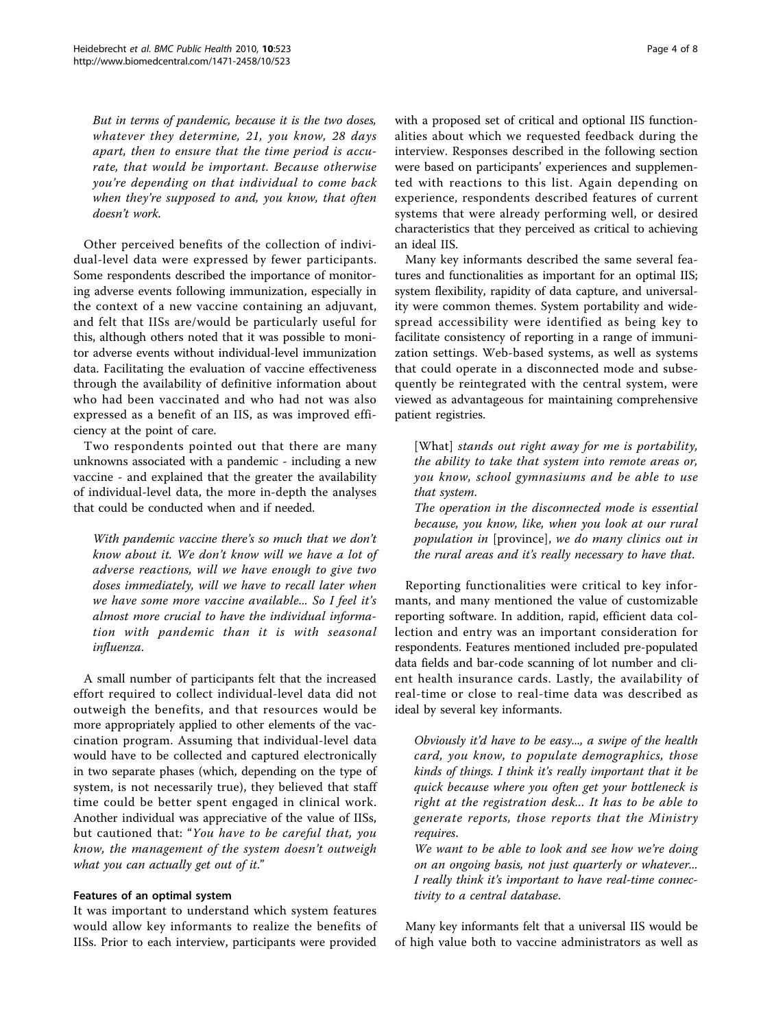*But in terms of pandemic, because it is the two doses, whatever they determine, 21, you know, 28 days apart, then to ensure that the time period is accurate, that would be important. Because otherwise you're depending on that individual to come back when they're supposed to and, you know, that often doesn't work.*

Other perceived benefits of the collection of individual-level data were expressed by fewer participants. Some respondents described the importance of monitoring adverse events following immunization, especially in the context of a new vaccine containing an adjuvant, and felt that IISs are/would be particularly useful for this, although others noted that it was possible to monitor adverse events without individual-level immunization data. Facilitating the evaluation of vaccine effectiveness through the availability of definitive information about who had been vaccinated and who had not was also expressed as a benefit of an IIS, as was improved efficiency at the point of care.

Two respondents pointed out that there are many unknowns associated with a pandemic - including a new vaccine - and explained that the greater the availability of individual-level data, the more in-depth the analyses that could be conducted when and if needed.

*With pandemic vaccine there's so much that we don't know about it. We don't know will we have a lot of adverse reactions, will we have enough to give two doses immediately, will we have to recall later when we have some more vaccine available... So I feel it's almost more crucial to have the individual information with pandemic than it is with seasonal influenza.*

A small number of participants felt that the increased effort required to collect individual-level data did not outweigh the benefits, and that resources would be more appropriately applied to other elements of the vaccination program. Assuming that individual-level data would have to be collected and captured electronically in two separate phases (which, depending on the type of system, is not necessarily true), they believed that staff time could be better spent engaged in clinical work. Another individual was appreciative of the value of IISs, but cautioned that: "*You have to be careful that, you know, the management of the system doesn't outweigh what you can actually get out of it.*"

#### Features of an optimal system

It was important to understand which system features would allow key informants to realize the benefits of IISs. Prior to each interview, participants were provided with a proposed set of critical and optional IIS functionalities about which we requested feedback during the interview. Responses described in the following section were based on participants' experiences and supplemented with reactions to this list. Again depending on experience, respondents described features of current systems that were already performing well, or desired characteristics that they perceived as critical to achieving an ideal IIS.

Many key informants described the same several features and functionalities as important for an optimal IIS; system flexibility, rapidity of data capture, and universality were common themes. System portability and widespread accessibility were identified as being key to facilitate consistency of reporting in a range of immunization settings. Web-based systems, as well as systems that could operate in a disconnected mode and subsequently be reintegrated with the central system, were viewed as advantageous for maintaining comprehensive patient registries.

[What] *stands out right away for me is portability, the ability to take that system into remote areas or, you know, school gymnasiums and be able to use that system.*

*The operation in the disconnected mode is essential because, you know, like, when you look at our rural population in* [province], *we do many clinics out in the rural areas and it's really necessary to have that.*

Reporting functionalities were critical to key informants, and many mentioned the value of customizable reporting software. In addition, rapid, efficient data collection and entry was an important consideration for respondents. Features mentioned included pre-populated data fields and bar-code scanning of lot number and client health insurance cards. Lastly, the availability of real-time or close to real-time data was described as ideal by several key informants.

*Obviously it'd have to be easy..., a swipe of the health card, you know, to populate demographics, those kinds of things. I think it's really important that it be quick because where you often get your bottleneck is right at the registration desk... It has to be able to generate reports, those reports that the Ministry requires.*

*We want to be able to look and see how we're doing on an ongoing basis, not just quarterly or whatever... I really think it's important to have real-time connectivity to a central database.*

Many key informants felt that a universal IIS would be of high value both to vaccine administrators as well as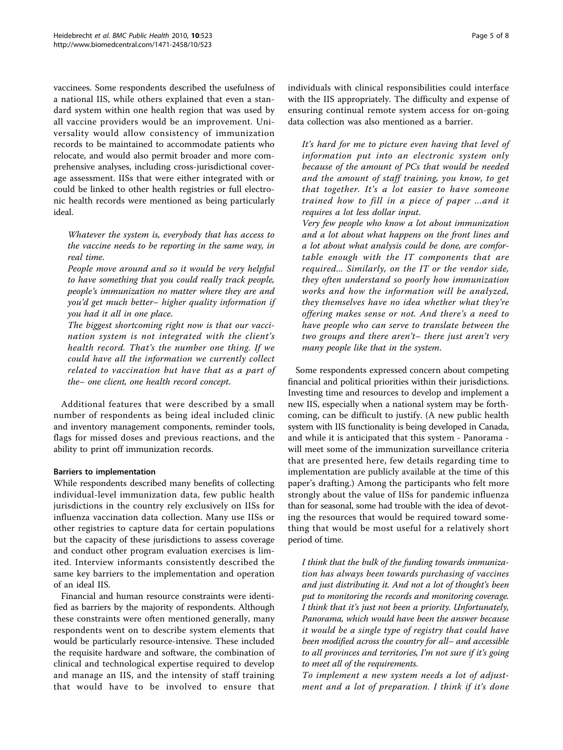vaccinees. Some respondents described the usefulness of a national IIS, while others explained that even a standard system within one health region that was used by all vaccine providers would be an improvement. Universality would allow consistency of immunization records to be maintained to accommodate patients who relocate, and would also permit broader and more comprehensive analyses, including cross-jurisdictional coverage assessment. IISs that were either integrated with or could be linked to other health registries or full electronic health records were mentioned as being particularly ideal.

> *Whatever the system is, everybody that has access to the vaccine needs to be reporting in the same way, in real time.*
>
> *People move around and so it would be very helpful to have something that you could really track people, people's immunization no matter where they are and you'd get much better– higher quality information if you had it all in one place.*
>
> *The biggest shortcoming right now is that our vaccination system is not integrated with the client's health record. That's the number one thing. If we could have all the information we currently collect related to vaccination but have that as a part of the– one client, one health record concept.*

Additional features that were described by a small number of respondents as being ideal included clinic and inventory management components, reminder tools, flags for missed doses and previous reactions, and the ability to print off immunization records.

#### Barriers to implementation

While respondents described many benefits of collecting individual-level immunization data, few public health jurisdictions in the country rely exclusively on IISs for influenza vaccination data collection. Many use IISs or other registries to capture data for certain populations but the capacity of these jurisdictions to assess coverage and conduct other program evaluation exercises is limited. Interview informants consistently described the same key barriers to the implementation and operation of an ideal IIS.

Financial and human resource constraints were identified as barriers by the majority of respondents. Although these constraints were often mentioned generally, many respondents went on to describe system elements that would be particularly resource-intensive. These included the requisite hardware and software, the combination of clinical and technological expertise required to develop and manage an IIS, and the intensity of staff training that would have to be involved to ensure that individuals with clinical responsibilities could interface with the IIS appropriately. The difficulty and expense of ensuring continual remote system access for on-going data collection was also mentioned as a barrier.

> *It's hard for me to picture even having that level of information put into an electronic system only because of the amount of PCs that would be needed and the amount of staff training, you know, to get that together. It's a lot easier to have someone trained how to fill in a piece of paper ...and it requires a lot less dollar input.*
>
> *Very few people who know a lot about immunization and a lot about what happens on the front lines and a lot about what analysis could be done, are comfortable enough with the IT components that are required... Similarly, on the IT or the vendor side, they often understand so poorly how immunization works and how the information will be analyzed, they themselves have no idea whether what they're offering makes sense or not. And there's a need to have people who can serve to translate between the two groups and there aren't– there just aren't very many people like that in the system.*

Some respondents expressed concern about competing financial and political priorities within their jurisdictions. Investing time and resources to develop and implement a new IIS, especially when a national system may be forthcoming, can be difficult to justify. (A new public health system with IIS functionality is being developed in Canada, and while it is anticipated that this system - Panorama - will meet some of the immunization surveillance criteria that are presented here, few details regarding time to implementation are publicly available at the time of this paper's drafting.) Among the participants who felt more strongly about the value of IISs for pandemic influenza than for seasonal, some had trouble with the idea of devoting the resources that would be required toward something that would be most useful for a relatively short period of time.

> *I think that the bulk of the funding towards immunization has always been towards purchasing of vaccines and just distributing it. And not a lot of thought's been put to monitoring the records and monitoring coverage. I think that it's just not been a priority. Unfortunately, Panorama, which would have been the answer because it would be a single type of registry that could have been modified across the country for all– and accessible to all provinces and territories, I'm not sure if it's going to meet all of the requirements.*
>
> *To implement a new system needs a lot of adjustment and a lot of preparation. I think if it's done*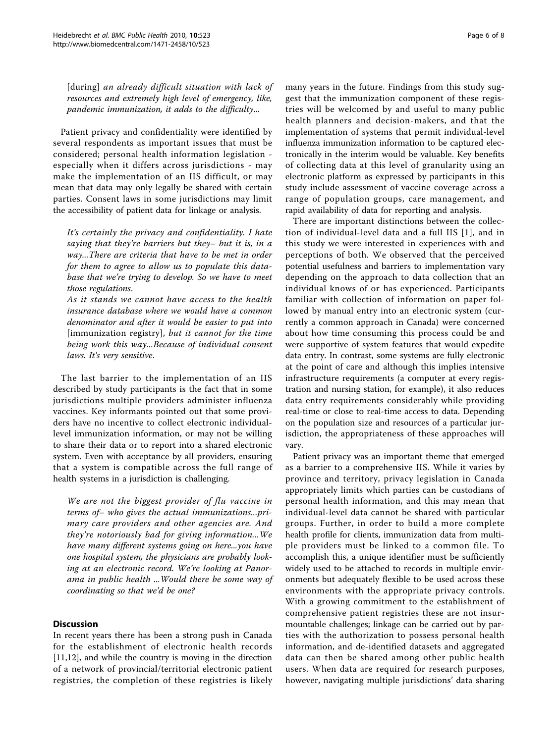[during] *an already difficult situation with lack of resources and extremely high level of emergency, like, pandemic immunization, it adds to the difficulty...*

Patient privacy and confidentiality were identified by several respondents as important issues that must be considered; personal health information legislation - especially when it differs across jurisdictions - may make the implementation of an IIS difficult, or may mean that data may only legally be shared with certain parties. Consent laws in some jurisdictions may limit the accessibility of patient data for linkage or analysis.

*It's certainly the privacy and confidentiality. I hate saying that they're barriers but they– but it is, in a way...There are criteria that have to be met in order for them to agree to allow us to populate this database that we're trying to develop. So we have to meet those regulations.*

*As it stands we cannot have access to the health insurance database where we would have a common denominator and after it would be easier to put into* [immunization registry], *but it cannot for the time being work this way...Because of individual consent laws. It's very sensitive.*

The last barrier to the implementation of an IIS described by study participants is the fact that in some jurisdictions multiple providers administer influenza vaccines. Key informants pointed out that some providers have no incentive to collect electronic individual-level immunization information, or may not be willing to share their data or to report into a shared electronic system. Even with acceptance by all providers, ensuring that a system is compatible across the full range of health systems in a jurisdiction is challenging.

*We are not the biggest provider of flu vaccine in terms of– who gives the actual immunizations...primary care providers and other agencies are. And they're notoriously bad for giving information...We have many different systems going on here...you have one hospital system, the physicians are probably looking at an electronic record. We're looking at Panorama in public health ...Would there be some way of coordinating so that we'd be one?*

## Discussion

In recent years there has been a strong push in Canada for the establishment of electronic health records [11,12], and while the country is moving in the direction of a network of provincial/territorial electronic patient registries, the completion of these registries is likely many years in the future. Findings from this study suggest that the immunization component of these registries will be welcomed by and useful to many public health planners and decision-makers, and that the implementation of systems that permit individual-level influenza immunization information to be captured electronically in the interim would be valuable. Key benefits of collecting data at this level of granularity using an electronic platform as expressed by participants in this study include assessment of vaccine coverage across a range of population groups, care management, and rapid availability of data for reporting and analysis.

There are important distinctions between the collection of individual-level data and a full IIS [1], and in this study we were interested in experiences with and perceptions of both. We observed that the perceived potential usefulness and barriers to implementation vary depending on the approach to data collection that an individual knows of or has experienced. Participants familiar with collection of information on paper followed by manual entry into an electronic system (currently a common approach in Canada) were concerned about how time consuming this process could be and were supportive of system features that would expedite data entry. In contrast, some systems are fully electronic at the point of care and although this implies intensive infrastructure requirements (a computer at every registration and nursing station, for example), it also reduces data entry requirements considerably while providing real-time or close to real-time access to data. Depending on the population size and resources of a particular jurisdiction, the appropriateness of these approaches will vary.

Patient privacy was an important theme that emerged as a barrier to a comprehensive IIS. While it varies by province and territory, privacy legislation in Canada appropriately limits which parties can be custodians of personal health information, and this may mean that individual-level data cannot be shared with particular groups. Further, in order to build a more complete health profile for clients, immunization data from multiple providers must be linked to a common file. To accomplish this, a unique identifier must be sufficiently widely used to be attached to records in multiple environments but adequately flexible to be used across these environments with the appropriate privacy controls. With a growing commitment to the establishment of comprehensive patient registries these are not insurmountable challenges; linkage can be carried out by parties with the authorization to possess personal health information, and de-identified datasets and aggregated data can then be shared among other public health users. When data are required for research purposes, however, navigating multiple jurisdictions' data sharing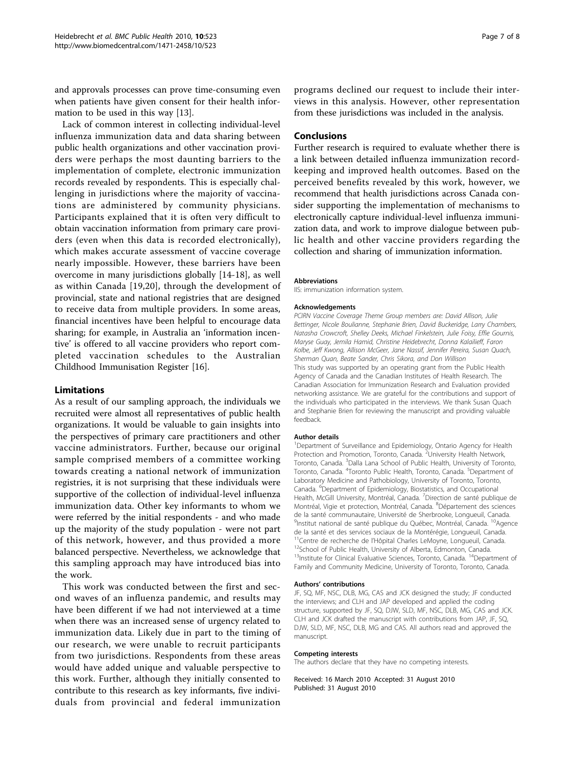and approvals processes can prove time-consuming even when patients have given consent for their health information to be used in this way [13].

Lack of common interest in collecting individual-level influenza immunization data and data sharing between public health organizations and other vaccination providers were perhaps the most daunting barriers to the implementation of complete, electronic immunization records revealed by respondents. This is especially challenging in jurisdictions where the majority of vaccinations are administered by community physicians. Participants explained that it is often very difficult to obtain vaccination information from primary care providers (even when this data is recorded electronically), which makes accurate assessment of vaccine coverage nearly impossible. However, these barriers have been overcome in many jurisdictions globally [14-18], as well as within Canada [19,20], through the development of provincial, state and national registries that are designed to receive data from multiple providers. In some areas, financial incentives have been helpful to encourage data sharing; for example, in Australia an 'information incentive' is offered to all vaccine providers who report completed vaccination schedules to the Australian Childhood Immunisation Register [16].

## Limitations

As a result of our sampling approach, the individuals we recruited were almost all representatives of public health organizations. It would be valuable to gain insights into the perspectives of primary care practitioners and other vaccine administrators. Further, because our original sample comprised members of a committee working towards creating a national network of immunization registries, it is not surprising that these individuals were supportive of the collection of individual-level influenza immunization data. Other key informants to whom we were referred by the initial respondents - and who made up the majority of the study population - were not part of this network, however, and thus provided a more balanced perspective. Nevertheless, we acknowledge that this sampling approach may have introduced bias into the work.

This work was conducted between the first and second waves of an influenza pandemic, and results may have been different if we had not interviewed at a time when there was an increased sense of urgency related to immunization data. Likely due in part to the timing of our research, we were unable to recruit participants from two jurisdictions. Respondents from these areas would have added unique and valuable perspective to this work. Further, although they initially consented to contribute to this research as key informants, five individuals from provincial and federal immunization programs declined our request to include their interviews in this analysis. However, other representation from these jurisdictions was included in the analysis.

## Conclusions

Further research is required to evaluate whether there is a link between detailed influenza immunization record-keeping and improved health outcomes. Based on the perceived benefits revealed by this work, however, we recommend that health jurisdictions across Canada consider supporting the implementation of mechanisms to electronically capture individual-level influenza immunization data, and work to improve dialogue between public health and other vaccine providers regarding the collection and sharing of immunization information.

#### Abbreviations

IIS: immunization information system.

#### Acknowledgements

*PCIRN Vaccine Coverage Theme Group members are: David Allison, Julie Bettinger, Nicole Boulianne, Stephanie Brien, David Buckeridge, Larry Chambers, Natasha Crowcroft, Shelley Deeks, Michael Finkelstein, Julie Foisy, Effie Gournis, Maryse Guay, Jemila Hamid, Christine Heidebrecht, Donna Kalailieff, Faron Kolbe, Jeff Kwong, Allison McGeer, Jane Nassif, Jennifer Pereira, Susan Quach, Sherman Quan, Beate Sander, Chris Sikora, and Don Willison*

This study was supported by an operating grant from the Public Health Agency of Canada and the Canadian Institutes of Health Research. The Canadian Association for Immunization Research and Evaluation provided networking assistance. We are grateful for the contributions and support of the individuals who participated in the interviews. We thank Susan Quach and Stephanie Brien for reviewing the manuscript and providing valuable feedback.

#### Author details

[1]Department of Surveillance and Epidemiology, Ontario Agency for Health Protection and Promotion, Toronto, Canada. [2]University Health Network, Toronto, Canada. [3]Dalla Lana School of Public Health, University of Toronto, Toronto, Canada. [4]Toronto Public Health, Toronto, Canada. [5]Department of Laboratory Medicine and Pathobiology, University of Toronto, Toronto, Canada. [6]Department of Epidemiology, Biostatistics, and Occupational Health, McGill University, Montréal, Canada. [7]Direction de santé publique de Montréal, Vigie et protection, Montréal, Canada. [8]Département des sciences de la santé communautaire, Université de Sherbrooke, Longueuil, Canada. [9]Institut national de santé publique du Québec, Montréal, Canada. [10]Agence de la santé et des services sociaux de la Montérégie, Longueuil, Canada. [11]Centre de recherche de l'Hôpital Charles LeMoyne, Longueuil, Canada. [12]School of Public Health, University of Alberta, Edmonton, Canada. [13]Institute for Clinical Evaluative Sciences, Toronto, Canada. [14]Department of Family and Community Medicine, University of Toronto, Toronto, Canada.

#### Authors' contributions

JF, SQ, MF, NSC, DLB, MG, CAS and JCK designed the study; JF conducted the interviews; and CLH and JAP developed and applied the coding structure, supported by JF, SQ, DJW, SLD, MF, NSC, DLB, MG, CAS and JCK. CLH and JCK drafted the manuscript with contributions from JAP, JF, SQ, DJW, SLD, MF, NSC, DLB, MG and CAS. All authors read and approved the manuscript.

#### Competing interests

The authors declare that they have no competing interests.

Received: 16 March 2010 Accepted: 31 August 2010
Published: 31 August 2010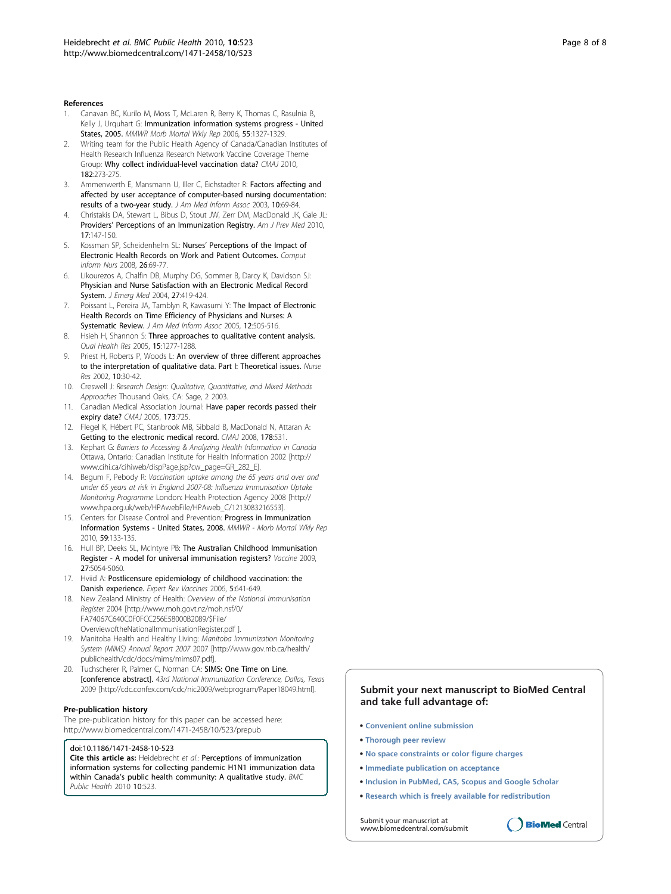### References

1. Canavan BC, Kurilo M, Moss T, McLaren R, Berry K, Thomas C, Rasulnia B, Kelly J, Urquhart G: **Immunization information systems progress - United States, 2005.** *MMWR Morb Mortal Wkly Rep* 2006, **55**:1327-1329.
2. Writing team for the Public Health Agency of Canada/Canadian Institutes of Health Research Influenza Research Network Vaccine Coverage Theme Group: **Why collect individual-level vaccination data?** *CMAJ* 2010, **182**:273-275.
3. Ammenwerth E, Mansmann U, Iller C, Eichstadter R: **Factors affecting and affected by user acceptance of computer-based nursing documentation: results of a two-year study.** *J Am Med Inform Assoc* 2003, **10**:69-84.
4. Christakis DA, Stewart L, Bibus D, Stout JW, Zerr DM, MacDonald JK, Gale JL: **Providers' Perceptions of an Immunization Registry.** *Am J Prev Med* 2010, **17**:147-150.
5. Kossman SP, Scheidenhelm SL: **Nurses' Perceptions of the Impact of Electronic Health Records on Work and Patient Outcomes.** *Comput Inform Nurs* 2008, **26**:69-77.
6. Likourezos A, Chalfin DB, Murphy DG, Sommer B, Darcy K, Davidson SJ: **Physician and Nurse Satisfaction with an Electronic Medical Record System.** *J Emerg Med* 2004, **27**:419-424.
7. Poissant L, Pereira JA, Tamblyn R, Kawasumi Y: **The Impact of Electronic Health Records on Time Efficiency of Physicians and Nurses: A Systematic Review.** *J Am Med Inform Assoc* 2005, **12**:505-516.
8. Hsieh H, Shannon S: **Three approaches to qualitative content analysis.** *Qual Health Res* 2005, **15**:1277-1288.
9. Priest H, Roberts P, Woods L: **An overview of three different approaches to the interpretation of qualitative data. Part I: Theoretical issues.** *Nurse Res* 2002, **10**:30-42.
10. Creswell J: *Research Design: Qualitative, Quantitative, and Mixed Methods Approaches* Thousand Oaks, CA: Sage, 2 2003.
11. Canadian Medical Association Journal: **Have paper records passed their expiry date?** *CMAJ* 2005, **173**:725.
12. Flegel K, Hébert PC, Stanbrook MB, Sibbald B, MacDonald N, Attaran A: **Getting to the electronic medical record.** *CMAJ* 2008, **178**:531.
13. Kephart G: *Barriers to Accessing & Analyzing Health Information in Canada* Ottawa, Ontario: Canadian Institute for Health Information 2002 [http://www.cihi.ca/cihiweb/dispPage.jsp?cw_page=GR_282_E].
14. Begum F, Pebody R: *Vaccination uptake among the 65 years and over and under 65 years at risk in England 2007-08: Influenza Immunisation Uptake Monitoring Programme* London: Health Protection Agency 2008 [http://www.hpa.org.uk/web/HPAwebFile/HPAweb_C/1213083216553].
15. Centers for Disease Control and Prevention: **Progress in Immunization Information Systems - United States, 2008.** *MMWR - Morb Mortal Wkly Rep* 2010, **59**:133-135.
16. Hull BP, Deeks SL, McIntyre PB: **The Australian Childhood Immunisation Register - A model for universal immunisation registers?** *Vaccine* 2009, **27**:5054-5060.
17. Hviid A: **Postlicensure epidemiology of childhood vaccination: the Danish experience.** *Expert Rev Vaccines* 2006, **5**:641-649.
18. New Zealand Ministry of Health: *Overview of the National Immunisation Register* 2004 [http://www.moh.govt.nz/moh.nsf/0/FA74067C640C0F0FCC256E58000B2089/$File/OverviewoftheNationalImmunisationRegister.pdf ].
19. Manitoba Health and Healthy Living: *Manitoba Immunization Monitoring System (MIMS) Annual Report 2007* 2007 [http://www.gov.mb.ca/health/publichealth/cdc/docs/mims/mims07.pdf].
20. Tuchscherer R, Palmer C, Norman CA: **SIMS: One Time on Line. [conference abstract].** *43rd National Immunization Conference, Dallas, Texas* 2009 [http://cdc.confex.com/cdc/nic2009/webprogram/Paper18049.html].

### Pre-publication history

The pre-publication history for this paper can be accessed here:
http://www.biomedcentral.com/1471-2458/10/523/prepub

doi:10.1186/1471-2458-10-523

**Cite this article as:** Heidebrecht *et al.*: Perceptions of immunization information systems for collecting pandemic H1N1 immunization data within Canada's public health community: A qualitative study. *BMC Public Health* 2010 **10**:523.

**Submit your next manuscript to BioMed Central and take full advantage of:**

- Convenient online submission
- Thorough peer review
- No space constraints or color figure charges
- Immediate publication on acceptance
- Inclusion in PubMed, CAS, Scopus and Google Scholar
- Research which is freely available for redistribution

Submit your manuscript at
www.biomedcentral.com/submit

BioMed Central